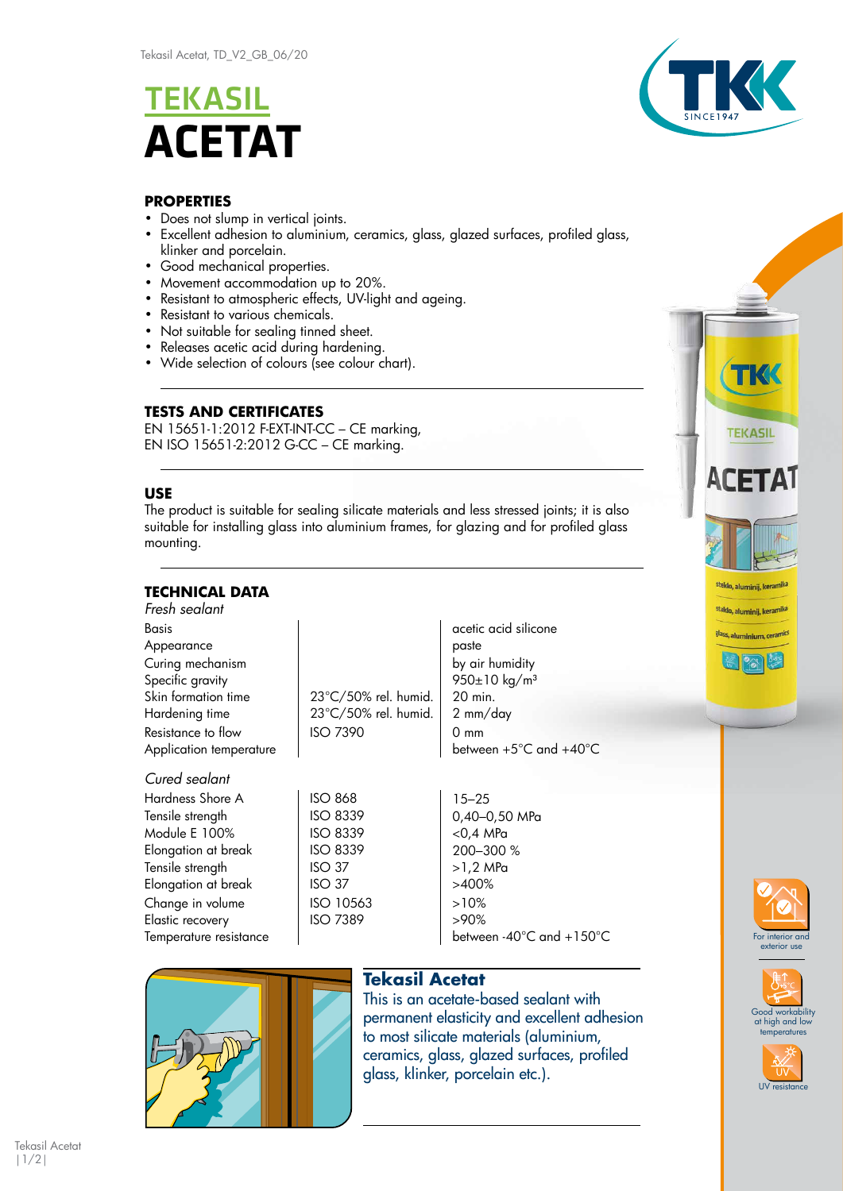# TEKASIL ACETAT

## PROPERTIES

- Does not slump in vertical joints.
- Excellent adhesion to aluminium, ceramics, glass, glazed surfaces, profiled glass, klinker and porcelain.
- Good mechanical properties.
- Movement accommodation up to 20%.
- Resistant to atmospheric effects, UV-light and ageing.
- Resistant to various chemicals.
- Not suitable for sealing tinned sheet.
- Releases acetic acid during hardening.
- Wide selection of colours (see colour chart).

## TESTS AND CERTIFICATES

EN 15651-1:2012 F-EXT-INT-CC – CE marking,
EN ISO 15651-2:2012 G-CC – CE marking.

## USE

The product is suitable for sealing silicate materials and less stressed joints; it is also suitable for installing glass into aluminium frames, for glazing and for profiled glass mounting.

## TECHNICAL DATA

*Fresh sealant*

| | | |
|---|---|---|
| Basis | | acetic acid silicone |
| Appearance | | paste |
| Curing mechanism | | by air humidity |
| Specific gravity | | 950±10 kg/m³ |
| Skin formation time | 23°C/50% rel. humid. | 20 min. |
| Hardening time | 23°C/50% rel. humid. | 2 mm/day |
| Resistance to flow | ISO 7390 | 0 mm |
| Application temperature | | between +5°C and +40°C |

*Cured sealant*

| | | |
|---|---|---|
| Hardness Shore A | ISO 868 | 15–25 |
| Tensile strength | ISO 8339 | 0,40–0,50 MPa |
| Module E 100% | ISO 8339 | <0,4 MPa |
| Elongation at break | ISO 8339 | 200–300 % |
| Tensile strength | ISO 37 | >1,2 MPa |
| Elongation at break | ISO 37 | >400% |
| Change in volume | ISO 10563 | >10% |
| Elastic recovery | ISO 7389 | >90% |
| Temperature resistance | | between -40°C and +150°C |

### Tekasil Acetat

This is an acetate-based sealant with permanent elasticity and excellent adhesion to most silicate materials (aluminium, ceramics, glass, glazed surfaces, profiled glass, klinker, porcelain etc.).

For interior and exterior use

Good workability at high and low temperatures

UV resistance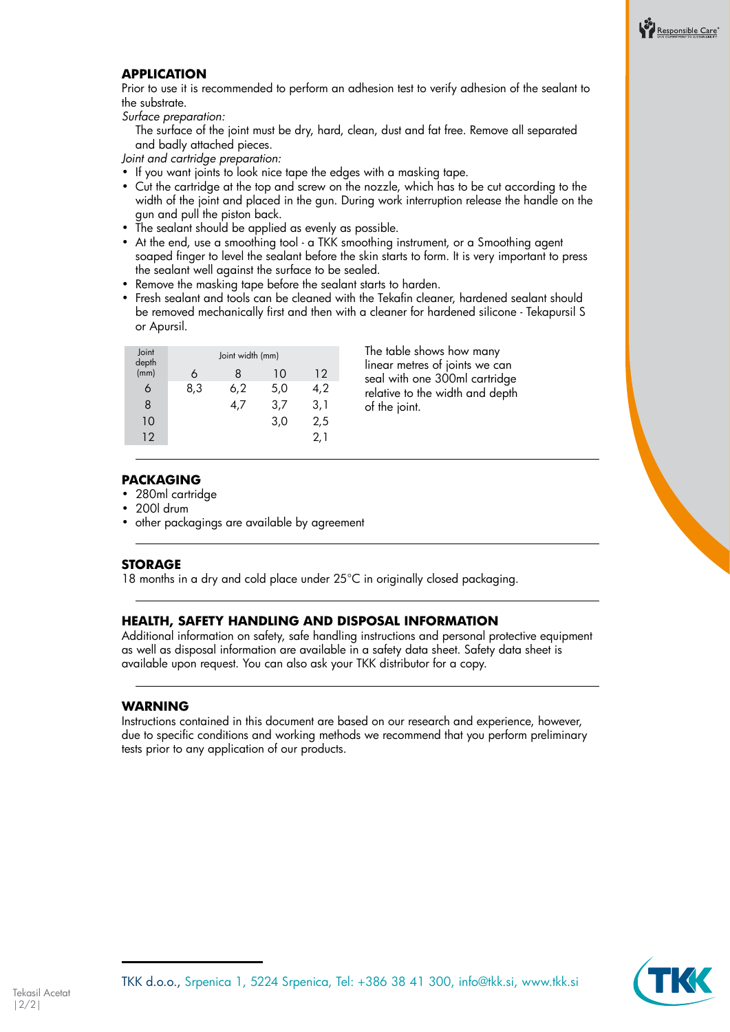## APPLICATION

Prior to use it is recommended to perform an adhesion test to verify adhesion of the sealant to the substrate.

*Surface preparation:*

The surface of the joint must be dry, hard, clean, dust and fat free. Remove all separated and badly attached pieces.

*Joint and cartridge preparation:*

- If you want joints to look nice tape the edges with a masking tape.
- Cut the cartridge at the top and screw on the nozzle, which has to be cut according to the width of the joint and placed in the gun. During work interruption release the handle on the gun and pull the piston back.
- The sealant should be applied as evenly as possible.
- At the end, use a smoothing tool - a TKK smoothing instrument, or a Smoothing agent soaped finger to level the sealant before the skin starts to form. It is very important to press the sealant well against the surface to be sealed.
- Remove the masking tape before the sealant starts to harden.
- Fresh sealant and tools can be cleaned with the Tekafin cleaner, hardened sealant should be removed mechanically first and then with a cleaner for hardened silicone - Tekapursil S or Apursil.

| Joint depth (mm) | Joint width (mm) | | | |
|---|---|---|---|---|
| | 6 | 8 | 10 | 12 |
| 6 | 8,3 | 6,2 | 5,0 | 4,2 |
| 8 | | 4,7 | 3,7 | 3,1 |
| 10 | | | 3,0 | 2,5 |
| 12 | | | | 2,1 |

The table shows how many linear metres of joints we can seal with one 300ml cartridge relative to the width and depth of the joint.

## PACKAGING

- 280ml cartridge
- 200l drum
- other packagings are available by agreement

## STORAGE

18 months in a dry and cold place under 25°C in originally closed packaging.

## HEALTH, SAFETY HANDLING AND DISPOSAL INFORMATION

Additional information on safety, safe handling instructions and personal protective equipment as well as disposal information are available in a safety data sheet. Safety data sheet is available upon request. You can also ask your TKK distributor for a copy.

## WARNING

Instructions contained in this document are based on our research and experience, however, due to specific conditions and working methods we recommend that you perform preliminary tests prior to any application of our products.

TKK d.o.o., Srpenica 1, 5224 Srpenica, Tel: +386 38 41 300, info@tkk.si, www.tkk.si